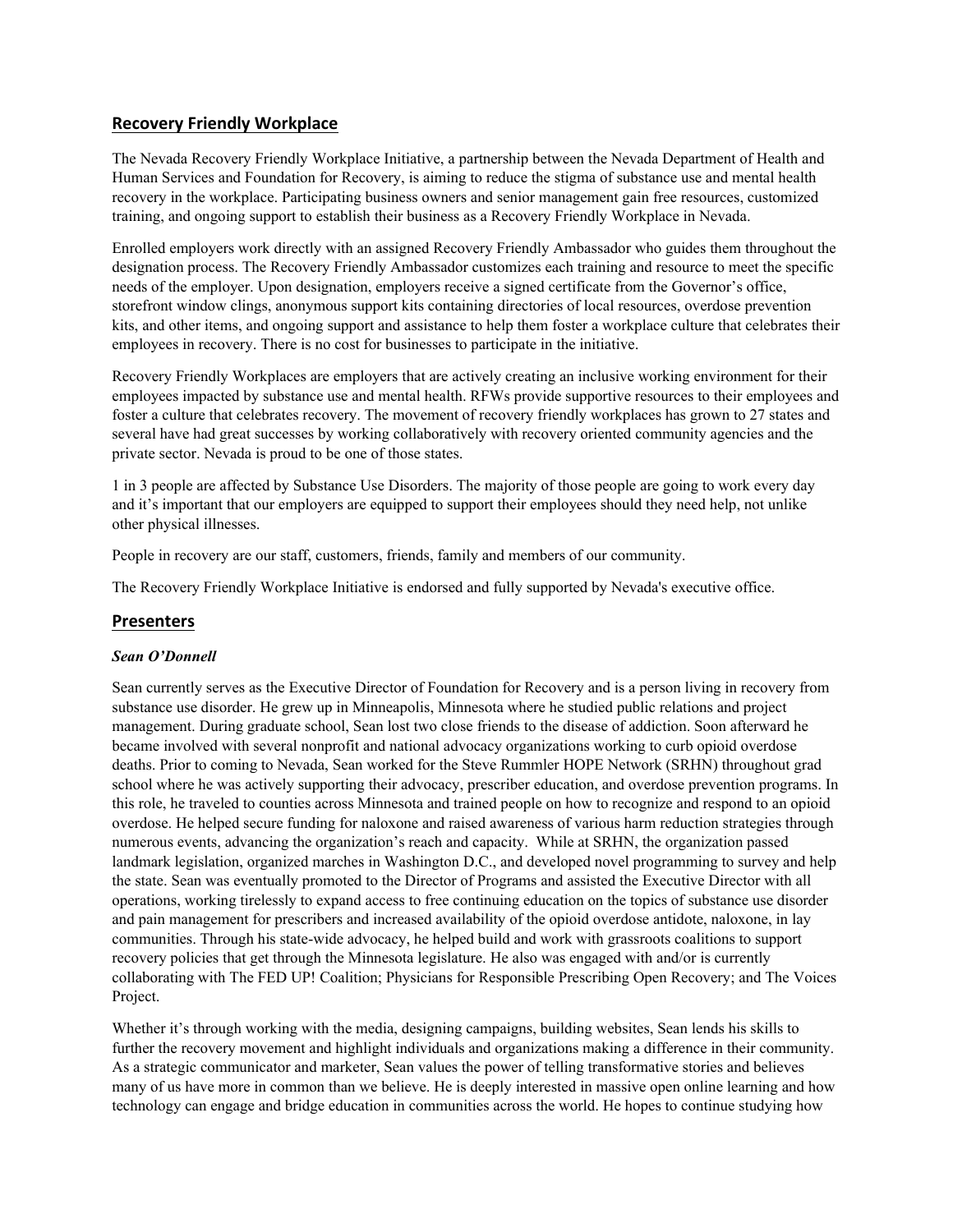## Recovery Friendly Workplace

The Nevada Recovery Friendly Workplace Initiative, a partnership between the Nevada Department of Health and Human Services and Foundation for Recovery, is aiming to reduce the stigma of substance use and mental health recovery in the workplace. Participating business owners and senior management gain free resources, customized training, and ongoing support to establish their business as a Recovery Friendly Workplace in Nevada.

Enrolled employers work directly with an assigned Recovery Friendly Ambassador who guides them throughout the designation process. The Recovery Friendly Ambassador customizes each training and resource to meet the specific needs of the employer. Upon designation, employers receive a signed certificate from the Governor's office, storefront window clings, anonymous support kits containing directories of local resources, overdose prevention kits, and other items, and ongoing support and assistance to help them foster a workplace culture that celebrates their employees in recovery. There is no cost for businesses to participate in the initiative.

Recovery Friendly Workplaces are employers that are actively creating an inclusive working environment for their employees impacted by substance use and mental health. RFWs provide supportive resources to their employees and foster a culture that celebrates recovery. The movement of recovery friendly workplaces has grown to 27 states and several have had great successes by working collaboratively with recovery oriented community agencies and the private sector. Nevada is proud to be one of those states.

1 in 3 people are affected by Substance Use Disorders. The majority of those people are going to work every day and it's important that our employers are equipped to support their employees should they need help, not unlike other physical illnesses.

People in recovery are our staff, customers, friends, family and members of our community.

The Recovery Friendly Workplace Initiative is endorsed and fully supported by Nevada's executive office.

## Presenters

### *Sean O'Donnell*

Sean currently serves as the Executive Director of Foundation for Recovery and is a person living in recovery from substance use disorder. He grew up in Minneapolis, Minnesota where he studied public relations and project management. During graduate school, Sean lost two close friends to the disease of addiction. Soon afterward he became involved with several nonprofit and national advocacy organizations working to curb opioid overdose deaths. Prior to coming to Nevada, Sean worked for the Steve Rummler HOPE Network (SRHN) throughout grad school where he was actively supporting their advocacy, prescriber education, and overdose prevention programs. In this role, he traveled to counties across Minnesota and trained people on how to recognize and respond to an opioid overdose. He helped secure funding for naloxone and raised awareness of various harm reduction strategies through numerous events, advancing the organization's reach and capacity. While at SRHN, the organization passed landmark legislation, organized marches in Washington D.C., and developed novel programming to survey and help the state. Sean was eventually promoted to the Director of Programs and assisted the Executive Director with all operations, working tirelessly to expand access to free continuing education on the topics of substance use disorder and pain management for prescribers and increased availability of the opioid overdose antidote, naloxone, in lay communities. Through his state-wide advocacy, he helped build and work with grassroots coalitions to support recovery policies that get through the Minnesota legislature. He also was engaged with and/or is currently collaborating with The FED UP! Coalition; Physicians for Responsible Prescribing Open Recovery; and The Voices Project.

Whether it's through working with the media, designing campaigns, building websites, Sean lends his skills to further the recovery movement and highlight individuals and organizations making a difference in their community. As a strategic communicator and marketer, Sean values the power of telling transformative stories and believes many of us have more in common than we believe. He is deeply interested in massive open online learning and how technology can engage and bridge education in communities across the world. He hopes to continue studying how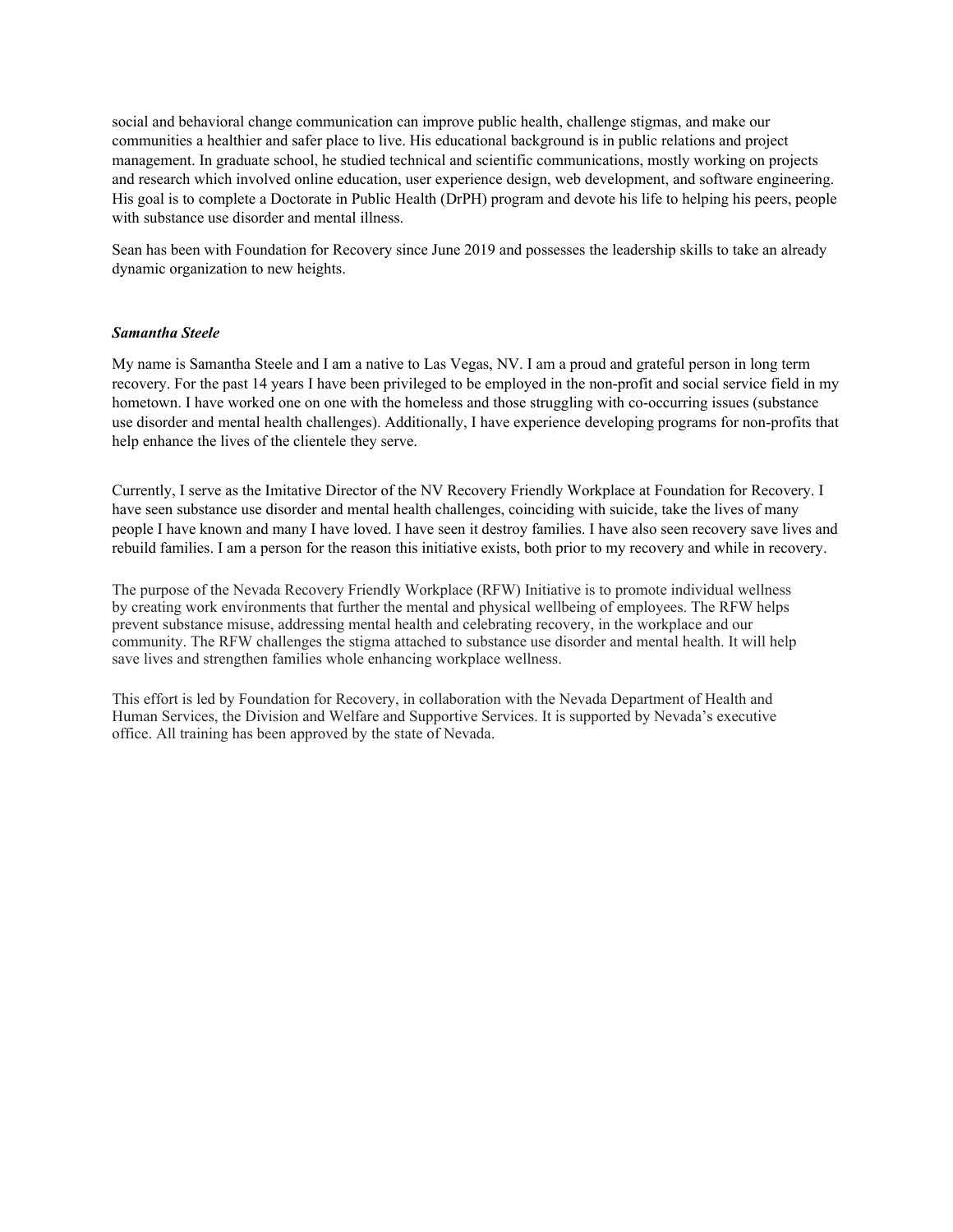social and behavioral change communication can improve public health, challenge stigmas, and make our communities a healthier and safer place to live. His educational background is in public relations and project management. In graduate school, he studied technical and scientific communications, mostly working on projects and research which involved online education, user experience design, web development, and software engineering. His goal is to complete a Doctorate in Public Health (DrPH) program and devote his life to helping his peers, people with substance use disorder and mental illness.

Sean has been with Foundation for Recovery since June 2019 and possesses the leadership skills to take an already dynamic organization to new heights.

***Samantha Steele***

My name is Samantha Steele and I am a native to Las Vegas, NV. I am a proud and grateful person in long term recovery. For the past 14 years I have been privileged to be employed in the non-profit and social service field in my hometown. I have worked one on one with the homeless and those struggling with co-occurring issues (substance use disorder and mental health challenges). Additionally, I have experience developing programs for non-profits that help enhance the lives of the clientele they serve.

Currently, I serve as the Imitative Director of the NV Recovery Friendly Workplace at Foundation for Recovery. I have seen substance use disorder and mental health challenges, coinciding with suicide, take the lives of many people I have known and many I have loved. I have seen it destroy families. I have also seen recovery save lives and rebuild families. I am a person for the reason this initiative exists, both prior to my recovery and while in recovery.

The purpose of the Nevada Recovery Friendly Workplace (RFW) Initiative is to promote individual wellness by creating work environments that further the mental and physical wellbeing of employees. The RFW helps prevent substance misuse, addressing mental health and celebrating recovery, in the workplace and our community. The RFW challenges the stigma attached to substance use disorder and mental health. It will help save lives and strengthen families whole enhancing workplace wellness.

This effort is led by Foundation for Recovery, in collaboration with the Nevada Department of Health and Human Services, the Division and Welfare and Supportive Services. It is supported by Nevada's executive office. All training has been approved by the state of Nevada.